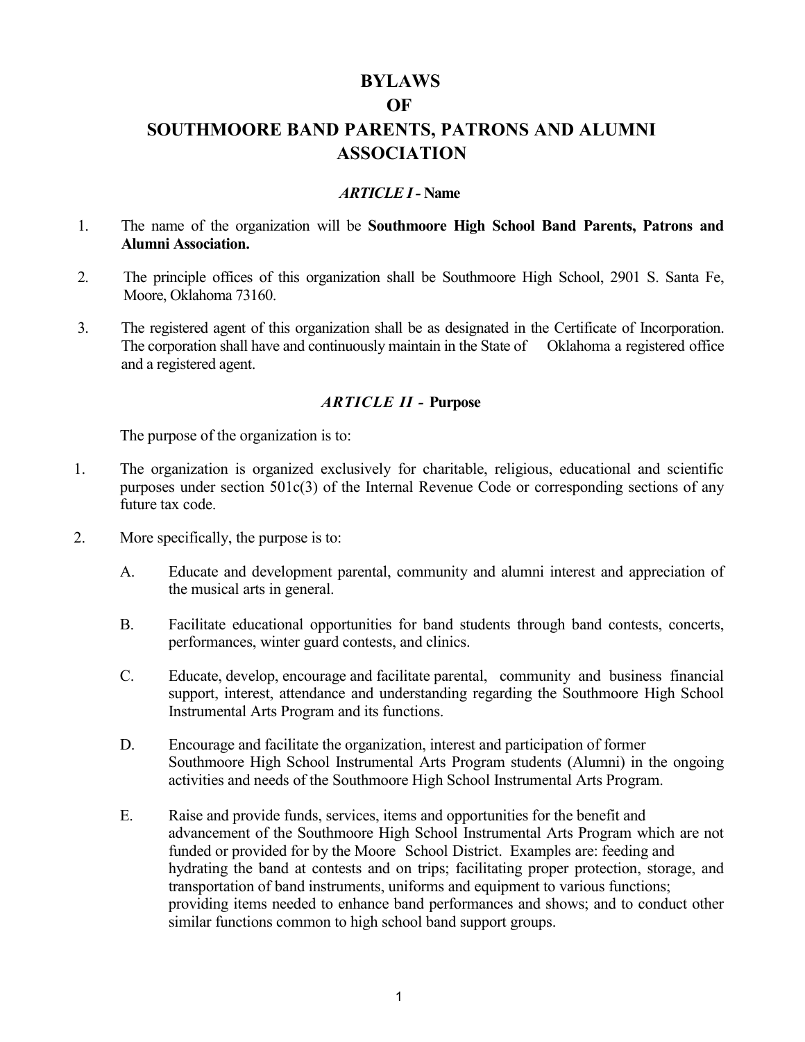# BYLAWS
# OF
# SOUTHMOORE BAND PARENTS, PATRONS AND ALUMNI ASSOCIATION

### *ARTICLE I* - Name

1. The name of the organization will be **Southmoore High School Band Parents, Patrons and Alumni Association.**

2. The principle offices of this organization shall be Southmoore High School, 2901 S. Santa Fe, Moore, Oklahoma 73160.

3. The registered agent of this organization shall be as designated in the Certificate of Incorporation. The corporation shall have and continuously maintain in the State of Oklahoma a registered office and a registered agent.

### *ARTICLE II* - Purpose

The purpose of the organization is to:

1. The organization is organized exclusively for charitable, religious, educational and scientific purposes under section 501c(3) of the Internal Revenue Code or corresponding sections of any future tax code.

2. More specifically, the purpose is to:

   A. Educate and development parental, community and alumni interest and appreciation of the musical arts in general.

   B. Facilitate educational opportunities for band students through band contests, concerts, performances, winter guard contests, and clinics.

   C. Educate, develop, encourage and facilitate parental, community and business financial support, interest, attendance and understanding regarding the Southmoore High School Instrumental Arts Program and its functions.

   D. Encourage and facilitate the organization, interest and participation of former Southmoore High School Instrumental Arts Program students (Alumni) in the ongoing activities and needs of the Southmoore High School Instrumental Arts Program.

   E. Raise and provide funds, services, items and opportunities for the benefit and advancement of the Southmoore High School Instrumental Arts Program which are not funded or provided for by the Moore School District. Examples are: feeding and hydrating the band at contests and on trips; facilitating proper protection, storage, and transportation of band instruments, uniforms and equipment to various functions; providing items needed to enhance band performances and shows; and to conduct other similar functions common to high school band support groups.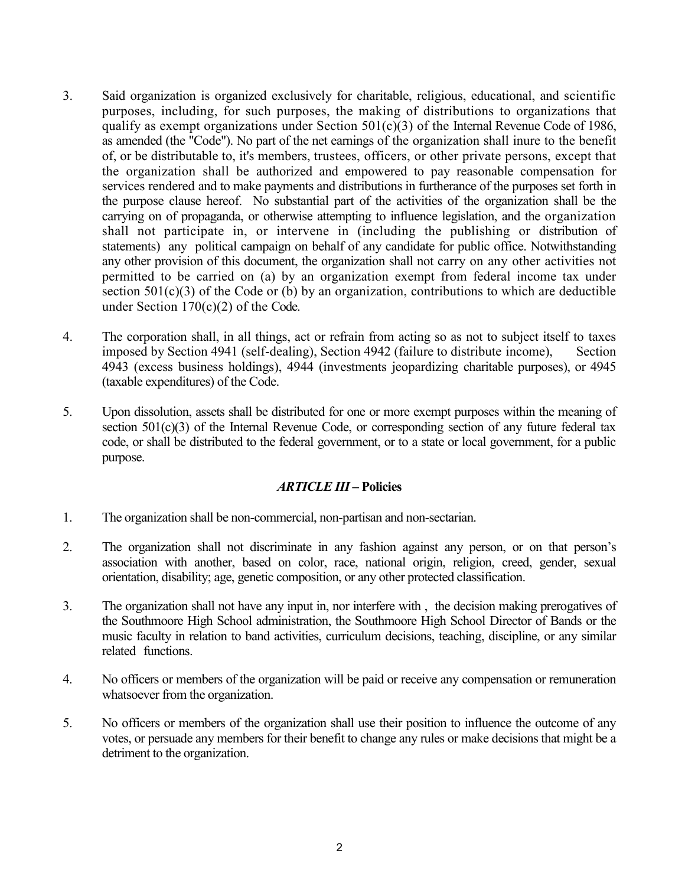3. Said organization is organized exclusively for charitable, religious, educational, and scientific purposes, including, for such purposes, the making of distributions to organizations that qualify as exempt organizations under Section 501(c)(3) of the Internal Revenue Code of 1986, as amended (the "Code"). No part of the net earnings of the organization shall inure to the benefit of, or be distributable to, it's members, trustees, officers, or other private persons, except that the organization shall be authorized and empowered to pay reasonable compensation for services rendered and to make payments and distributions in furtherance of the purposes set forth in the purpose clause hereof. No substantial part of the activities of the organization shall be the carrying on of propaganda, or otherwise attempting to influence legislation, and the organization shall not participate in, or intervene in (including the publishing or distribution of statements) any political campaign on behalf of any candidate for public office. Notwithstanding any other provision of this document, the organization shall not carry on any other activities not permitted to be carried on (a) by an organization exempt from federal income tax under section 501(c)(3) of the Code or (b) by an organization, contributions to which are deductible under Section 170(c)(2) of the Code.

4. The corporation shall, in all things, act or refrain from acting so as not to subject itself to taxes imposed by Section 4941 (self-dealing), Section 4942 (failure to distribute income), Section 4943 (excess business holdings), 4944 (investments jeopardizing charitable purposes), or 4945 (taxable expenditures) of the Code.

5. Upon dissolution, assets shall be distributed for one or more exempt purposes within the meaning of section 501(c)(3) of the Internal Revenue Code, or corresponding section of any future federal tax code, or shall be distributed to the federal government, or to a state or local government, for a public purpose.

## *ARTICLE III* – Policies

1. The organization shall be non-commercial, non-partisan and non-sectarian.

2. The organization shall not discriminate in any fashion against any person, or on that person's association with another, based on color, race, national origin, religion, creed, gender, sexual orientation, disability; age, genetic composition, or any other protected classification.

3. The organization shall not have any input in, nor interfere with , the decision making prerogatives of the Southmoore High School administration, the Southmoore High School Director of Bands or the music faculty in relation to band activities, curriculum decisions, teaching, discipline, or any similar related functions.

4. No officers or members of the organization will be paid or receive any compensation or remuneration whatsoever from the organization.

5. No officers or members of the organization shall use their position to influence the outcome of any votes, or persuade any members for their benefit to change any rules or make decisions that might be a detriment to the organization.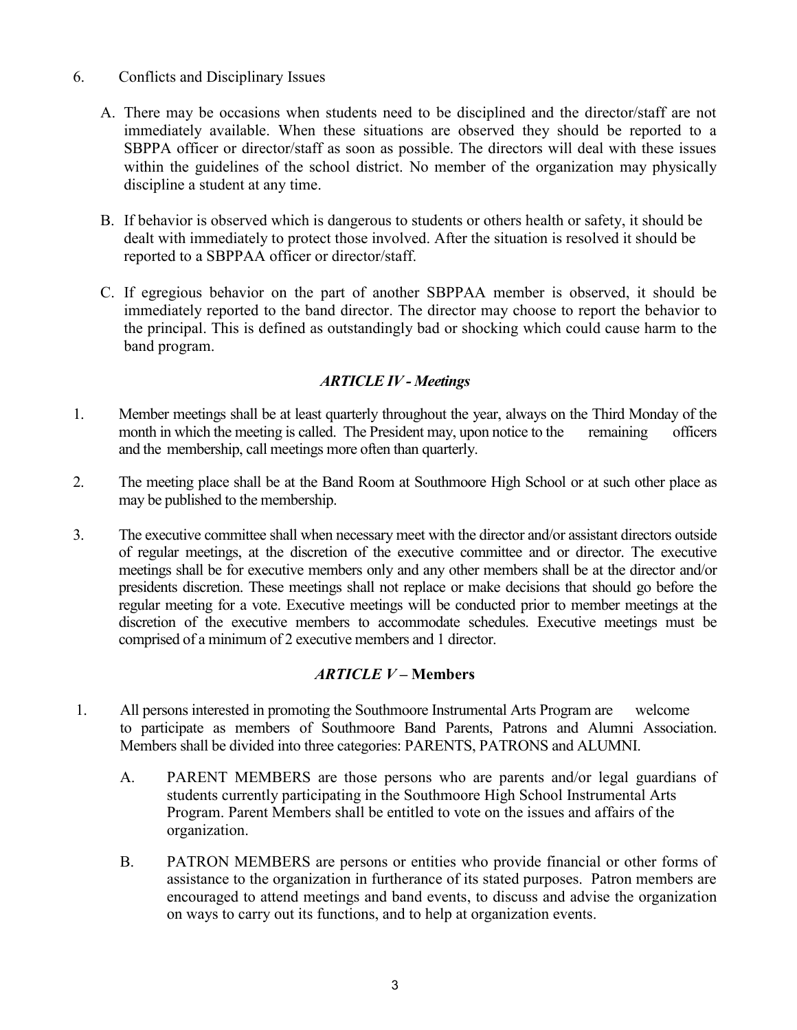6. Conflicts and Disciplinary Issues

   A. There may be occasions when students need to be disciplined and the director/staff are not immediately available. When these situations are observed they should be reported to a SBPPA officer or director/staff as soon as possible. The directors will deal with these issues within the guidelines of the school district. No member of the organization may physically discipline a student at any time.

   B. If behavior is observed which is dangerous to students or others health or safety, it should be dealt with immediately to protect those involved. After the situation is resolved it should be reported to a SBPPAA officer or director/staff.

   C. If egregious behavior on the part of another SBPPAA member is observed, it should be immediately reported to the band director. The director may choose to report the behavior to the principal. This is defined as outstandingly bad or shocking which could cause harm to the band program.

### *ARTICLE IV - Meetings*

1. Member meetings shall be at least quarterly throughout the year, always on the Third Monday of the month in which the meeting is called. The President may, upon notice to the remaining officers and the membership, call meetings more often than quarterly.

2. The meeting place shall be at the Band Room at Southmoore High School or at such other place as may be published to the membership.

3. The executive committee shall when necessary meet with the director and/or assistant directors outside of regular meetings, at the discretion of the executive committee and or director. The executive meetings shall be for executive members only and any other members shall be at the director and/or presidents discretion. These meetings shall not replace or make decisions that should go before the regular meeting for a vote. Executive meetings will be conducted prior to member meetings at the discretion of the executive members to accommodate schedules. Executive meetings must be comprised of a minimum of 2 executive members and 1 director.

### *ARTICLE V* – Members

1. All persons interested in promoting the Southmoore Instrumental Arts Program are welcome to participate as members of Southmoore Band Parents, Patrons and Alumni Association. Members shall be divided into three categories: PARENTS, PATRONS and ALUMNI.

   A. PARENT MEMBERS are those persons who are parents and/or legal guardians of students currently participating in the Southmoore High School Instrumental Arts Program. Parent Members shall be entitled to vote on the issues and affairs of the organization.

   B. PATRON MEMBERS are persons or entities who provide financial or other forms of assistance to the organization in furtherance of its stated purposes. Patron members are encouraged to attend meetings and band events, to discuss and advise the organization on ways to carry out its functions, and to help at organization events.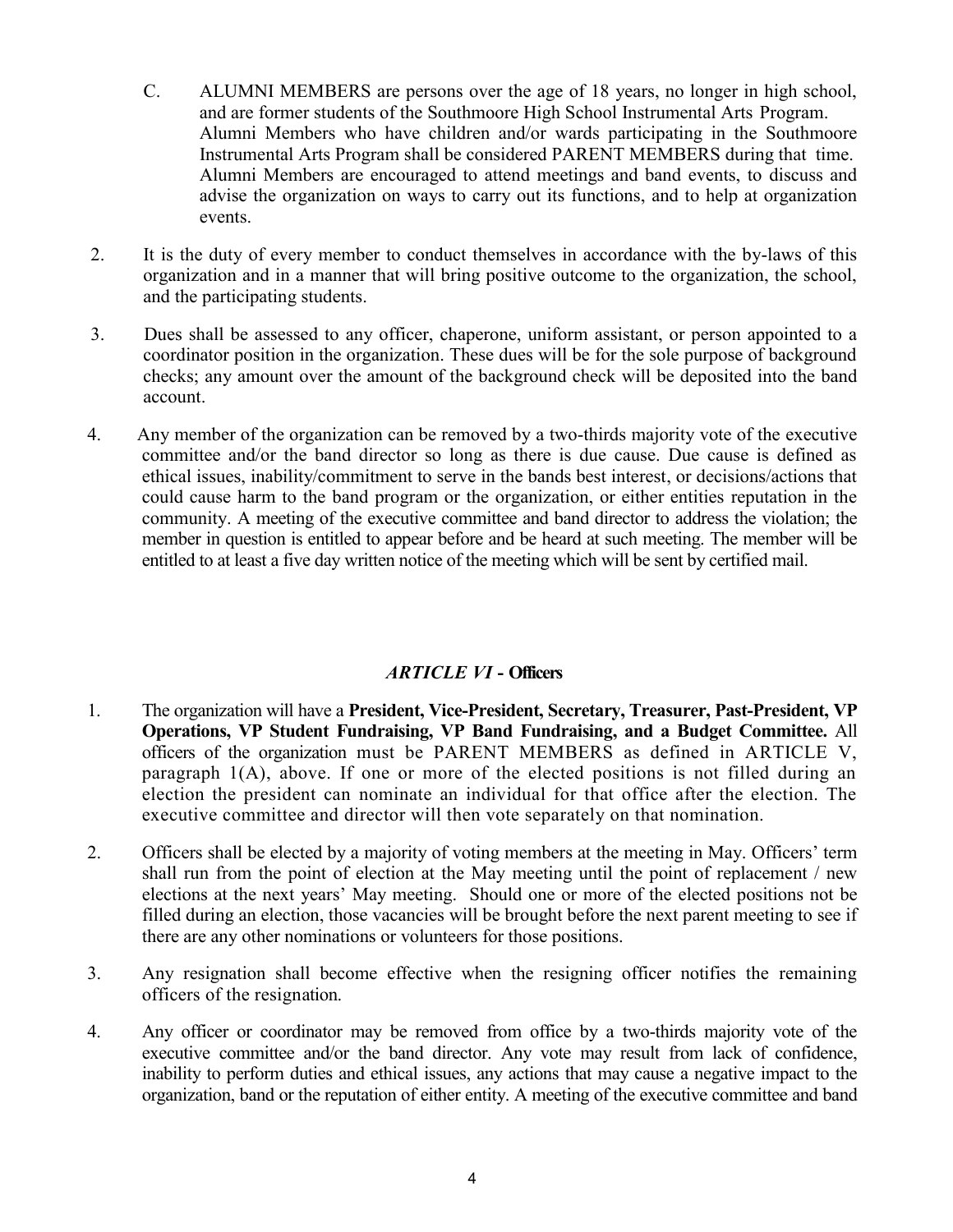C. ALUMNI MEMBERS are persons over the age of 18 years, no longer in high school, and are former students of the Southmoore High School Instrumental Arts Program. Alumni Members who have children and/or wards participating in the Southmoore Instrumental Arts Program shall be considered PARENT MEMBERS during that time. Alumni Members are encouraged to attend meetings and band events, to discuss and advise the organization on ways to carry out its functions, and to help at organization events.

2. It is the duty of every member to conduct themselves in accordance with the by-laws of this organization and in a manner that will bring positive outcome to the organization, the school, and the participating students.

3. Dues shall be assessed to any officer, chaperone, uniform assistant, or person appointed to a coordinator position in the organization. These dues will be for the sole purpose of background checks; any amount over the amount of the background check will be deposited into the band account.

4. Any member of the organization can be removed by a two-thirds majority vote of the executive committee and/or the band director so long as there is due cause. Due cause is defined as ethical issues, inability/commitment to serve in the bands best interest, or decisions/actions that could cause harm to the band program or the organization, or either entities reputation in the community. A meeting of the executive committee and band director to address the violation; the member in question is entitled to appear before and be heard at such meeting. The member will be entitled to at least a five day written notice of the meeting which will be sent by certified mail.

## *ARTICLE VI* - Officers

1. The organization will have a **President, Vice-President, Secretary, Treasurer, Past-President, VP Operations, VP Student Fundraising, VP Band Fundraising, and a Budget Committee.** All officers of the organization must be PARENT MEMBERS as defined in ARTICLE V, paragraph 1(A), above. If one or more of the elected positions is not filled during an election the president can nominate an individual for that office after the election. The executive committee and director will then vote separately on that nomination.

2. Officers shall be elected by a majority of voting members at the meeting in May. Officers' term shall run from the point of election at the May meeting until the point of replacement / new elections at the next years' May meeting. Should one or more of the elected positions not be filled during an election, those vacancies will be brought before the next parent meeting to see if there are any other nominations or volunteers for those positions.

3. Any resignation shall become effective when the resigning officer notifies the remaining officers of the resignation.

4. Any officer or coordinator may be removed from office by a two-thirds majority vote of the executive committee and/or the band director. Any vote may result from lack of confidence, inability to perform duties and ethical issues, any actions that may cause a negative impact to the organization, band or the reputation of either entity. A meeting of the executive committee and band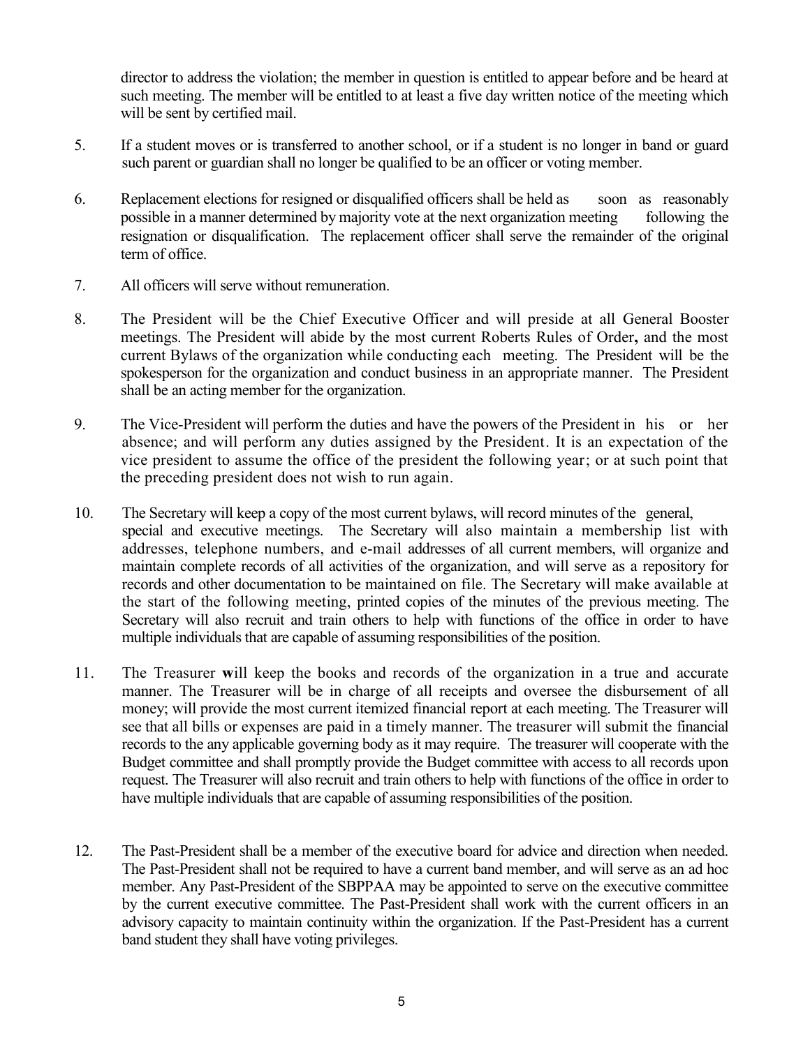director to address the violation; the member in question is entitled to appear before and be heard at such meeting. The member will be entitled to at least a five day written notice of the meeting which will be sent by certified mail.

5. If a student moves or is transferred to another school, or if a student is no longer in band or guard such parent or guardian shall no longer be qualified to be an officer or voting member.

6. Replacement elections for resigned or disqualified officers shall be held as soon as reasonably possible in a manner determined by majority vote at the next organization meeting following the resignation or disqualification. The replacement officer shall serve the remainder of the original term of office.

7. All officers will serve without remuneration.

8. The President will be the Chief Executive Officer and will preside at all General Booster meetings. The President will abide by the most current Roberts Rules of Order**,** and the most current Bylaws of the organization while conducting each meeting. The President will be the spokesperson for the organization and conduct business in an appropriate manner. The President shall be an acting member for the organization.

9. The Vice-President will perform the duties and have the powers of the President in his or her absence; and will perform any duties assigned by the President. It is an expectation of the vice president to assume the office of the president the following year; or at such point that the preceding president does not wish to run again.

10. The Secretary will keep a copy of the most current bylaws, will record minutes of the general, special and executive meetings. The Secretary will also maintain a membership list with addresses, telephone numbers, and e-mail addresses of all current members, will organize and maintain complete records of all activities of the organization, and will serve as a repository for records and other documentation to be maintained on file. The Secretary will make available at the start of the following meeting, printed copies of the minutes of the previous meeting. The Secretary will also recruit and train others to help with functions of the office in order to have multiple individuals that are capable of assuming responsibilities of the position.

11. The Treasurer **w**ill keep the books and records of the organization in a true and accurate manner. The Treasurer will be in charge of all receipts and oversee the disbursement of all money; will provide the most current itemized financial report at each meeting. The Treasurer will see that all bills or expenses are paid in a timely manner. The treasurer will submit the financial records to the any applicable governing body as it may require. The treasurer will cooperate with the Budget committee and shall promptly provide the Budget committee with access to all records upon request. The Treasurer will also recruit and train others to help with functions of the office in order to have multiple individuals that are capable of assuming responsibilities of the position.

12. The Past-President shall be a member of the executive board for advice and direction when needed. The Past-President shall not be required to have a current band member, and will serve as an ad hoc member. Any Past-President of the SBPPAA may be appointed to serve on the executive committee by the current executive committee. The Past-President shall work with the current officers in an advisory capacity to maintain continuity within the organization. If the Past-President has a current band student they shall have voting privileges.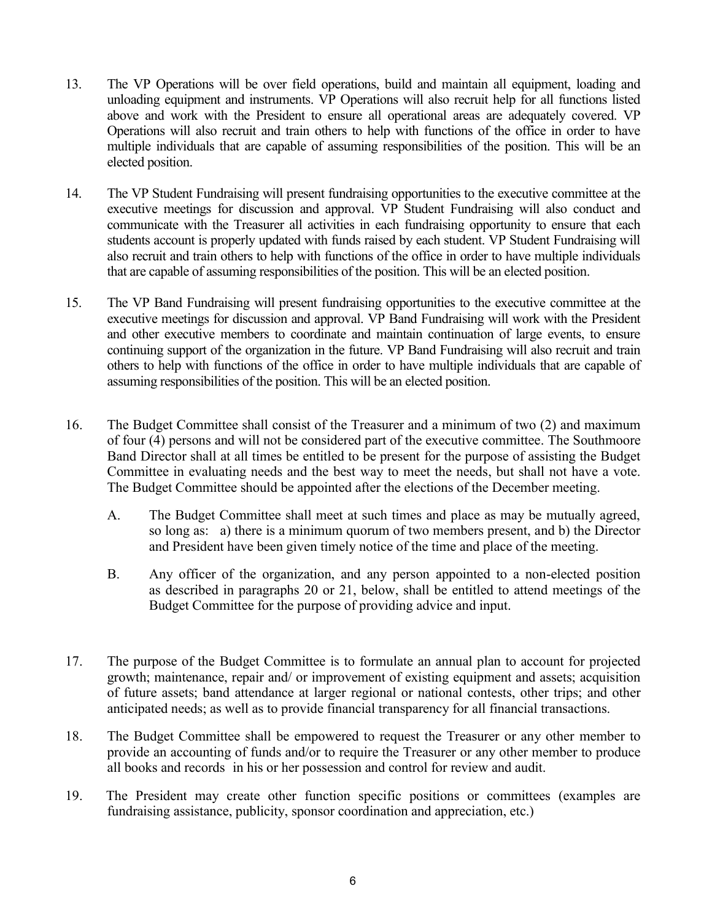13. The VP Operations will be over field operations, build and maintain all equipment, loading and unloading equipment and instruments. VP Operations will also recruit help for all functions listed above and work with the President to ensure all operational areas are adequately covered. VP Operations will also recruit and train others to help with functions of the office in order to have multiple individuals that are capable of assuming responsibilities of the position. This will be an elected position.

14. The VP Student Fundraising will present fundraising opportunities to the executive committee at the executive meetings for discussion and approval. VP Student Fundraising will also conduct and communicate with the Treasurer all activities in each fundraising opportunity to ensure that each students account is properly updated with funds raised by each student. VP Student Fundraising will also recruit and train others to help with functions of the office in order to have multiple individuals that are capable of assuming responsibilities of the position. This will be an elected position.

15. The VP Band Fundraising will present fundraising opportunities to the executive committee at the executive meetings for discussion and approval. VP Band Fundraising will work with the President and other executive members to coordinate and maintain continuation of large events, to ensure continuing support of the organization in the future. VP Band Fundraising will also recruit and train others to help with functions of the office in order to have multiple individuals that are capable of assuming responsibilities of the position. This will be an elected position.

16. The Budget Committee shall consist of the Treasurer and a minimum of two (2) and maximum of four (4) persons and will not be considered part of the executive committee. The Southmoore Band Director shall at all times be entitled to be present for the purpose of assisting the Budget Committee in evaluating needs and the best way to meet the needs, but shall not have a vote. The Budget Committee should be appointed after the elections of the December meeting.

    A. The Budget Committee shall meet at such times and place as may be mutually agreed, so long as: a) there is a minimum quorum of two members present, and b) the Director and President have been given timely notice of the time and place of the meeting.

    B. Any officer of the organization, and any person appointed to a non-elected position as described in paragraphs 20 or 21, below, shall be entitled to attend meetings of the Budget Committee for the purpose of providing advice and input.

17. The purpose of the Budget Committee is to formulate an annual plan to account for projected growth; maintenance, repair and/ or improvement of existing equipment and assets; acquisition of future assets; band attendance at larger regional or national contests, other trips; and other anticipated needs; as well as to provide financial transparency for all financial transactions.

18. The Budget Committee shall be empowered to request the Treasurer or any other member to provide an accounting of funds and/or to require the Treasurer or any other member to produce all books and records in his or her possession and control for review and audit.

19. The President may create other function specific positions or committees (examples are fundraising assistance, publicity, sponsor coordination and appreciation, etc.)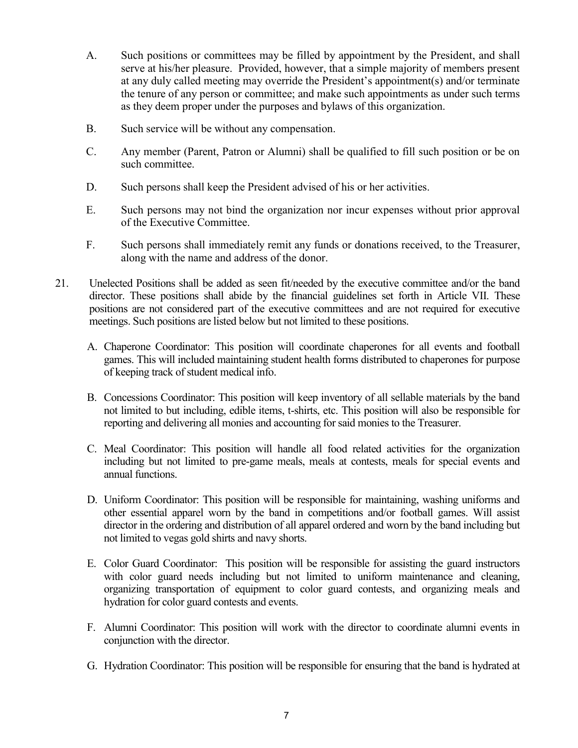A. Such positions or committees may be filled by appointment by the President, and shall serve at his/her pleasure. Provided, however, that a simple majority of members present at any duly called meeting may override the President's appointment(s) and/or terminate the tenure of any person or committee; and make such appointments as under such terms as they deem proper under the purposes and bylaws of this organization.

B. Such service will be without any compensation.

C. Any member (Parent, Patron or Alumni) shall be qualified to fill such position or be on such committee.

D. Such persons shall keep the President advised of his or her activities.

E. Such persons may not bind the organization nor incur expenses without prior approval of the Executive Committee.

F. Such persons shall immediately remit any funds or donations received, to the Treasurer, along with the name and address of the donor.

21. Unelected Positions shall be added as seen fit/needed by the executive committee and/or the band director. These positions shall abide by the financial guidelines set forth in Article VII. These positions are not considered part of the executive committees and are not required for executive meetings. Such positions are listed below but not limited to these positions.

A. Chaperone Coordinator: This position will coordinate chaperones for all events and football games. This will included maintaining student health forms distributed to chaperones for purpose of keeping track of student medical info.

B. Concessions Coordinator: This position will keep inventory of all sellable materials by the band not limited to but including, edible items, t-shirts, etc. This position will also be responsible for reporting and delivering all monies and accounting for said monies to the Treasurer.

C. Meal Coordinator: This position will handle all food related activities for the organization including but not limited to pre-game meals, meals at contests, meals for special events and annual functions.

D. Uniform Coordinator: This position will be responsible for maintaining, washing uniforms and other essential apparel worn by the band in competitions and/or football games. Will assist director in the ordering and distribution of all apparel ordered and worn by the band including but not limited to vegas gold shirts and navy shorts.

E. Color Guard Coordinator: This position will be responsible for assisting the guard instructors with color guard needs including but not limited to uniform maintenance and cleaning, organizing transportation of equipment to color guard contests, and organizing meals and hydration for color guard contests and events.

F. Alumni Coordinator: This position will work with the director to coordinate alumni events in conjunction with the director.

G. Hydration Coordinator: This position will be responsible for ensuring that the band is hydrated at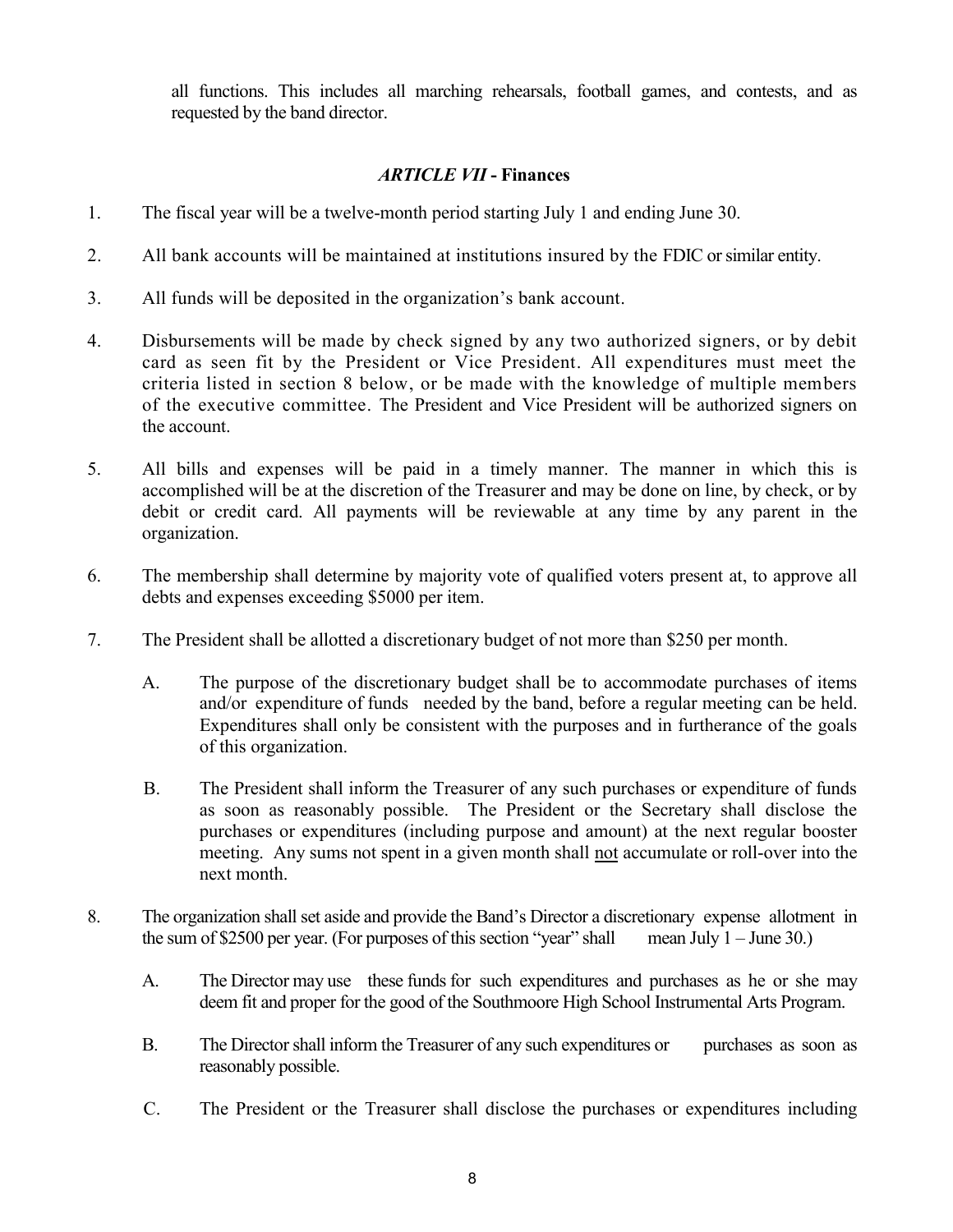all functions. This includes all marching rehearsals, football games, and contests, and as requested by the band director.

## *ARTICLE VII* - Finances

1. The fiscal year will be a twelve-month period starting July 1 and ending June 30.

2. All bank accounts will be maintained at institutions insured by the FDIC or similar entity.

3. All funds will be deposited in the organization's bank account.

4. Disbursements will be made by check signed by any two authorized signers, or by debit card as seen fit by the President or Vice President. All expenditures must meet the criteria listed in section 8 below, or be made with the knowledge of multiple members of the executive committee. The President and Vice President will be authorized signers on the account.

5. All bills and expenses will be paid in a timely manner. The manner in which this is accomplished will be at the discretion of the Treasurer and may be done on line, by check, or by debit or credit card. All payments will be reviewable at any time by any parent in the organization.

6. The membership shall determine by majority vote of qualified voters present at, to approve all debts and expenses exceeding $5000 per item.

7. The President shall be allotted a discretionary budget of not more than $250 per month.

   A. The purpose of the discretionary budget shall be to accommodate purchases of items and/or expenditure of funds needed by the band, before a regular meeting can be held. Expenditures shall only be consistent with the purposes and in furtherance of the goals of this organization.

   B. The President shall inform the Treasurer of any such purchases or expenditure of funds as soon as reasonably possible. The President or the Secretary shall disclose the purchases or expenditures (including purpose and amount) at the next regular booster meeting. Any sums not spent in a given month shall <u>not</u> accumulate or roll-over into the next month.

8. The organization shall set aside and provide the Band's Director a discretionary expense allotment in the sum of $2500 per year. (For purposes of this section "year" shall mean July 1 – June 30.)

   A. The Director may use these funds for such expenditures and purchases as he or she may deem fit and proper for the good of the Southmoore High School Instrumental Arts Program.

   B. The Director shall inform the Treasurer of any such expenditures or purchases as soon as reasonably possible.

   C. The President or the Treasurer shall disclose the purchases or expenditures including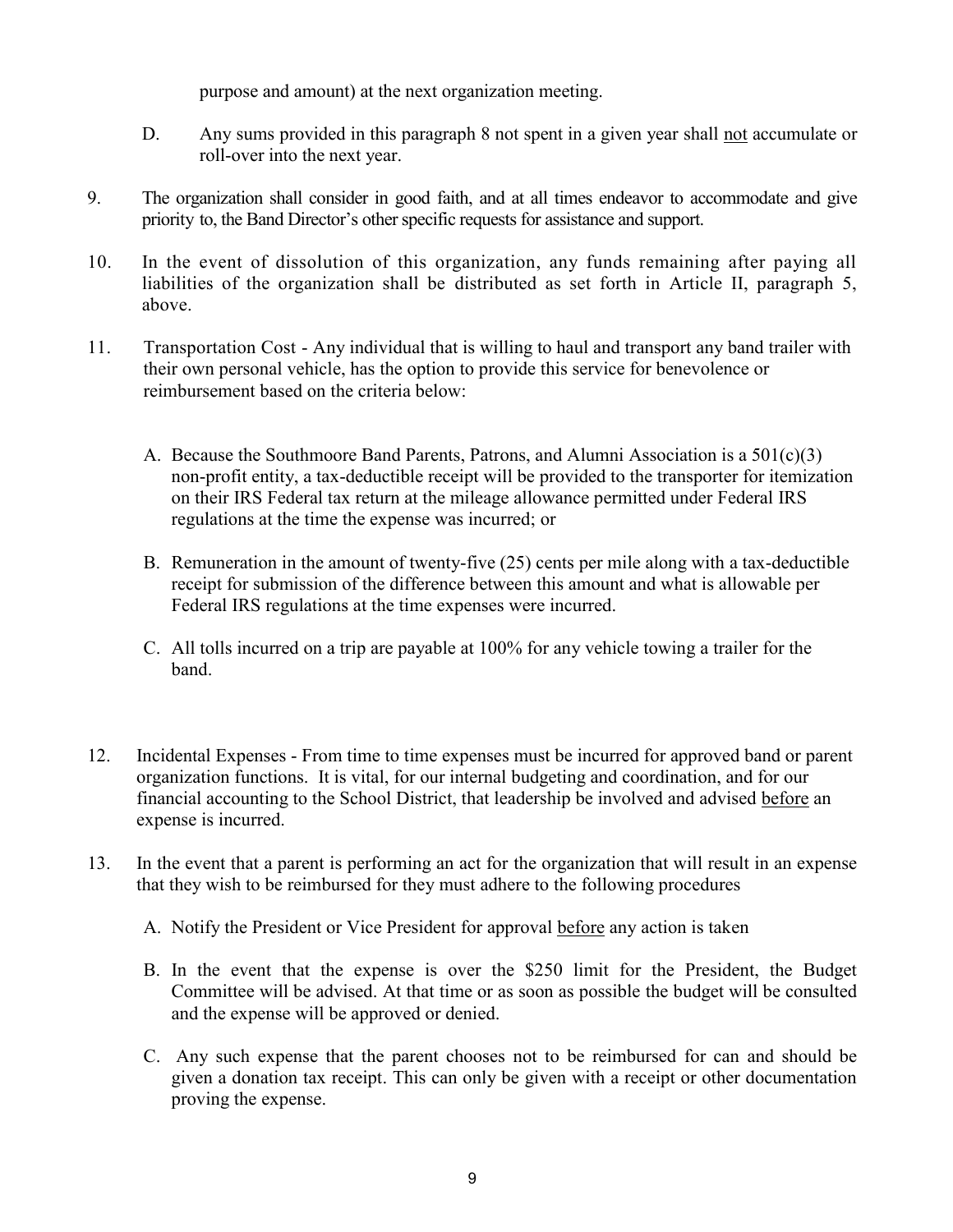purpose and amount) at the next organization meeting.

D. Any sums provided in this paragraph 8 not spent in a given year shall <u>not</u> accumulate or roll-over into the next year.

9. The organization shall consider in good faith, and at all times endeavor to accommodate and give priority to, the Band Director's other specific requests for assistance and support.

10. In the event of dissolution of this organization, any funds remaining after paying all liabilities of the organization shall be distributed as set forth in Article II, paragraph 5, above.

11. Transportation Cost - Any individual that is willing to haul and transport any band trailer with their own personal vehicle, has the option to provide this service for benevolence or reimbursement based on the criteria below:

   A. Because the Southmoore Band Parents, Patrons, and Alumni Association is a 501(c)(3) non-profit entity, a tax-deductible receipt will be provided to the transporter for itemization on their IRS Federal tax return at the mileage allowance permitted under Federal IRS regulations at the time the expense was incurred; or

   B. Remuneration in the amount of twenty-five (25) cents per mile along with a tax-deductible receipt for submission of the difference between this amount and what is allowable per Federal IRS regulations at the time expenses were incurred.

   C. All tolls incurred on a trip are payable at 100% for any vehicle towing a trailer for the band.

12. Incidental Expenses - From time to time expenses must be incurred for approved band or parent organization functions. It is vital, for our internal budgeting and coordination, and for our financial accounting to the School District, that leadership be involved and advised <u>before</u> an expense is incurred.

13. In the event that a parent is performing an act for the organization that will result in an expense that they wish to be reimbursed for they must adhere to the following procedures

   A. Notify the President or Vice President for approval <u>before</u> any action is taken

   B. In the event that the expense is over the $250 limit for the President, the Budget Committee will be advised. At that time or as soon as possible the budget will be consulted and the expense will be approved or denied.

   C. Any such expense that the parent chooses not to be reimbursed for can and should be given a donation tax receipt. This can only be given with a receipt or other documentation proving the expense.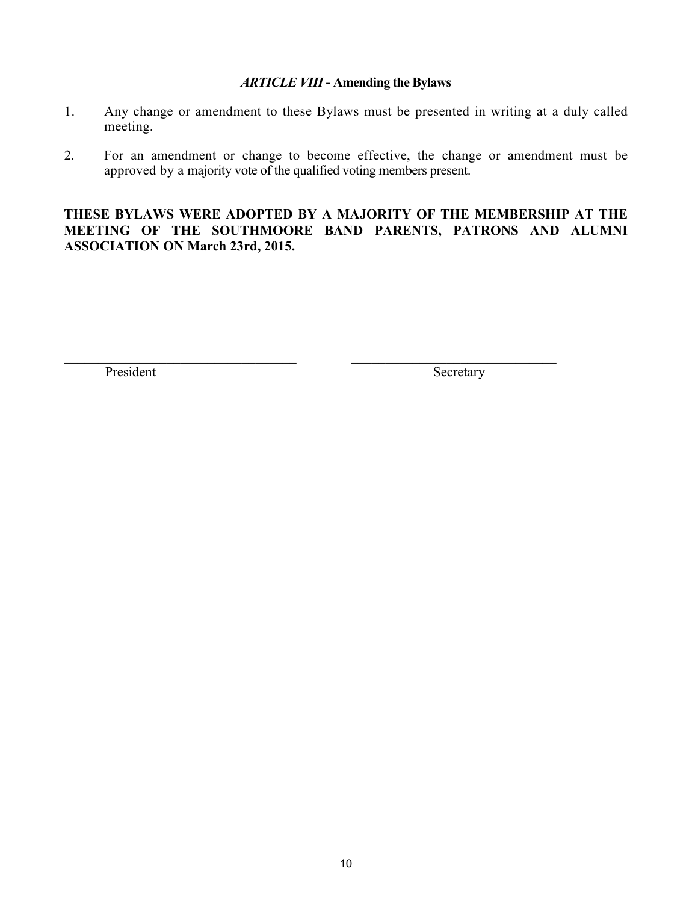### *ARTICLE VIII* - Amending the Bylaws

1. Any change or amendment to these Bylaws must be presented in writing at a duly called meeting.

2. For an amendment or change to become effective, the change or amendment must be approved by a majority vote of the qualified voting members present.

**THESE BYLAWS WERE ADOPTED BY A MAJORITY OF THE MEMBERSHIP AT THE MEETING OF THE SOUTHMOORE BAND PARENTS, PATRONS AND ALUMNI ASSOCIATION ON March 23rd, 2015.**

\_\_\_\_\_\_\_\_\_\_\_\_\_\_\_\_\_\_\_\_\_\_\_\_\_\_\_\_\_\_\_\_\_\_\_ \_\_\_\_\_\_\_\_\_\_\_\_\_\_\_\_\_\_\_\_\_\_\_\_\_\_\_\_\_\_\_\_\_\_\_

President Secretary